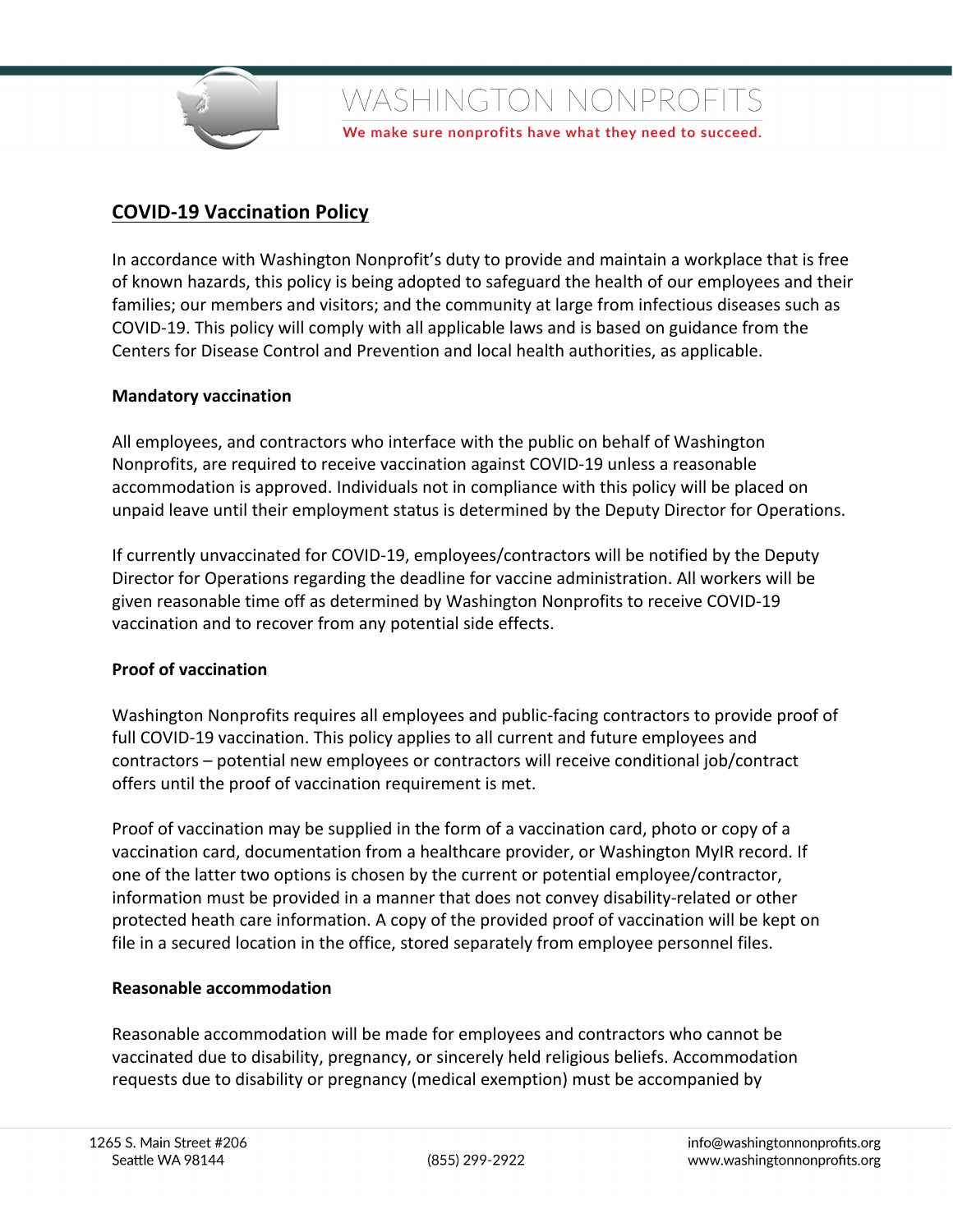WASHINGTON NONPROFITS

We make sure nonprofits have what they need to succeed.

# COVID-19 Vaccination Policy

In accordance with Washington Nonprofit's duty to provide and maintain a workplace that is free of known hazards, this policy is being adopted to safeguard the health of our employees and their families; our members and visitors; and the community at large from infectious diseases such as COVID-19. This policy will comply with all applicable laws and is based on guidance from the Centers for Disease Control and Prevention and local health authorities, as applicable.

**Mandatory vaccination**

All employees, and contractors who interface with the public on behalf of Washington Nonprofits, are required to receive vaccination against COVID-19 unless a reasonable accommodation is approved. Individuals not in compliance with this policy will be placed on unpaid leave until their employment status is determined by the Deputy Director for Operations.

If currently unvaccinated for COVID-19, employees/contractors will be notified by the Deputy Director for Operations regarding the deadline for vaccine administration. All workers will be given reasonable time off as determined by Washington Nonprofits to receive COVID-19 vaccination and to recover from any potential side effects.

**Proof of vaccination**

Washington Nonprofits requires all employees and public-facing contractors to provide proof of full COVID-19 vaccination. This policy applies to all current and future employees and contractors – potential new employees or contractors will receive conditional job/contract offers until the proof of vaccination requirement is met.

Proof of vaccination may be supplied in the form of a vaccination card, photo or copy of a vaccination card, documentation from a healthcare provider, or Washington MyIR record. If one of the latter two options is chosen by the current or potential employee/contractor, information must be provided in a manner that does not convey disability-related or other protected heath care information. A copy of the provided proof of vaccination will be kept on file in a secured location in the office, stored separately from employee personnel files.

**Reasonable accommodation**

Reasonable accommodation will be made for employees and contractors who cannot be vaccinated due to disability, pregnancy, or sincerely held religious beliefs. Accommodation requests due to disability or pregnancy (medical exemption) must be accompanied by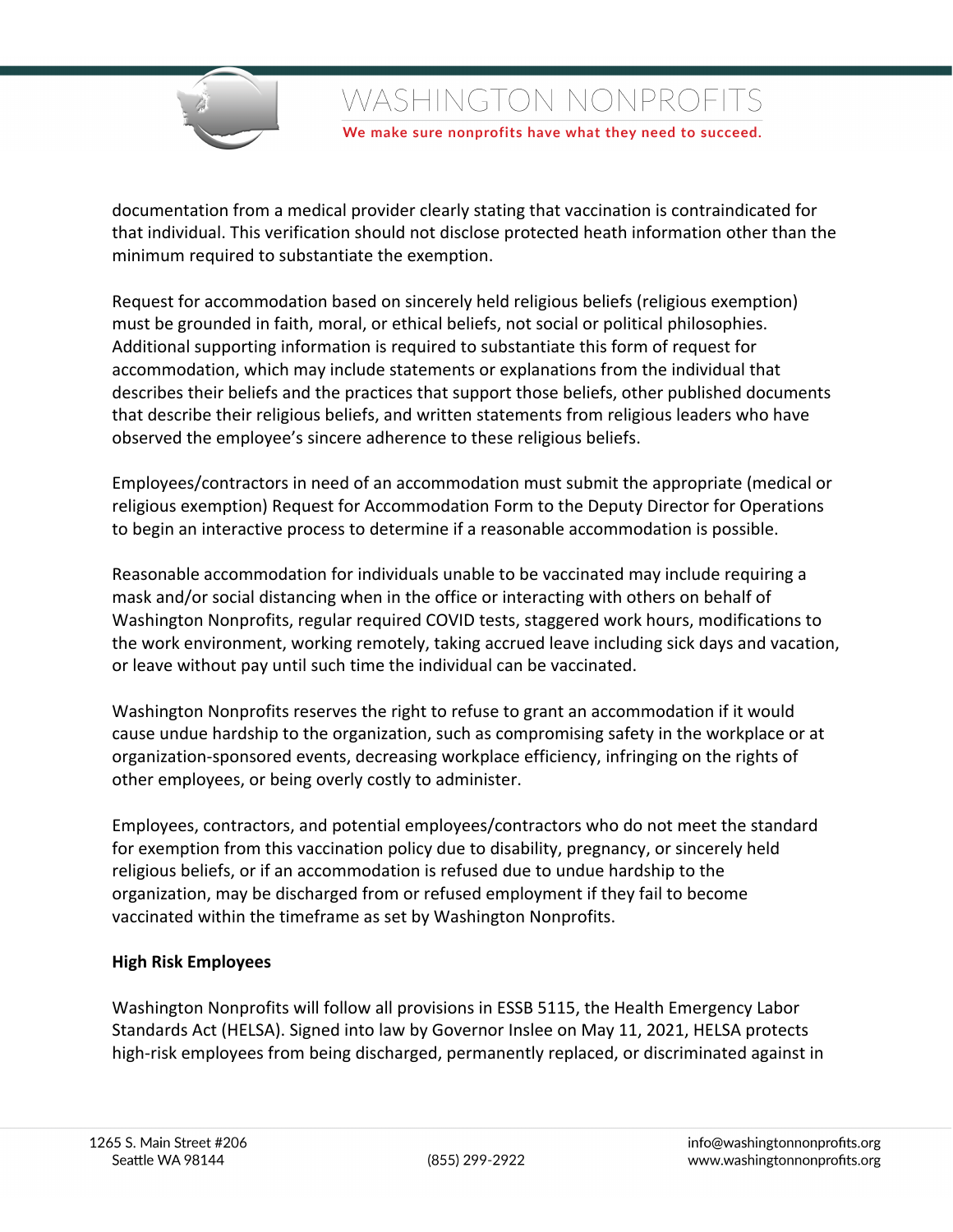documentation from a medical provider clearly stating that vaccination is contraindicated for that individual. This verification should not disclose protected heath information other than the minimum required to substantiate the exemption.

Request for accommodation based on sincerely held religious beliefs (religious exemption) must be grounded in faith, moral, or ethical beliefs, not social or political philosophies. Additional supporting information is required to substantiate this form of request for accommodation, which may include statements or explanations from the individual that describes their beliefs and the practices that support those beliefs, other published documents that describe their religious beliefs, and written statements from religious leaders who have observed the employee's sincere adherence to these religious beliefs.

Employees/contractors in need of an accommodation must submit the appropriate (medical or religious exemption) Request for Accommodation Form to the Deputy Director for Operations to begin an interactive process to determine if a reasonable accommodation is possible.

Reasonable accommodation for individuals unable to be vaccinated may include requiring a mask and/or social distancing when in the office or interacting with others on behalf of Washington Nonprofits, regular required COVID tests, staggered work hours, modifications to the work environment, working remotely, taking accrued leave including sick days and vacation, or leave without pay until such time the individual can be vaccinated.

Washington Nonprofits reserves the right to refuse to grant an accommodation if it would cause undue hardship to the organization, such as compromising safety in the workplace or at organization-sponsored events, decreasing workplace efficiency, infringing on the rights of other employees, or being overly costly to administer.

Employees, contractors, and potential employees/contractors who do not meet the standard for exemption from this vaccination policy due to disability, pregnancy, or sincerely held religious beliefs, or if an accommodation is refused due to undue hardship to the organization, may be discharged from or refused employment if they fail to become vaccinated within the timeframe as set by Washington Nonprofits.

**High Risk Employees**

Washington Nonprofits will follow all provisions in ESSB 5115, the Health Emergency Labor Standards Act (HELSA). Signed into law by Governor Inslee on May 11, 2021, HELSA protects high-risk employees from being discharged, permanently replaced, or discriminated against in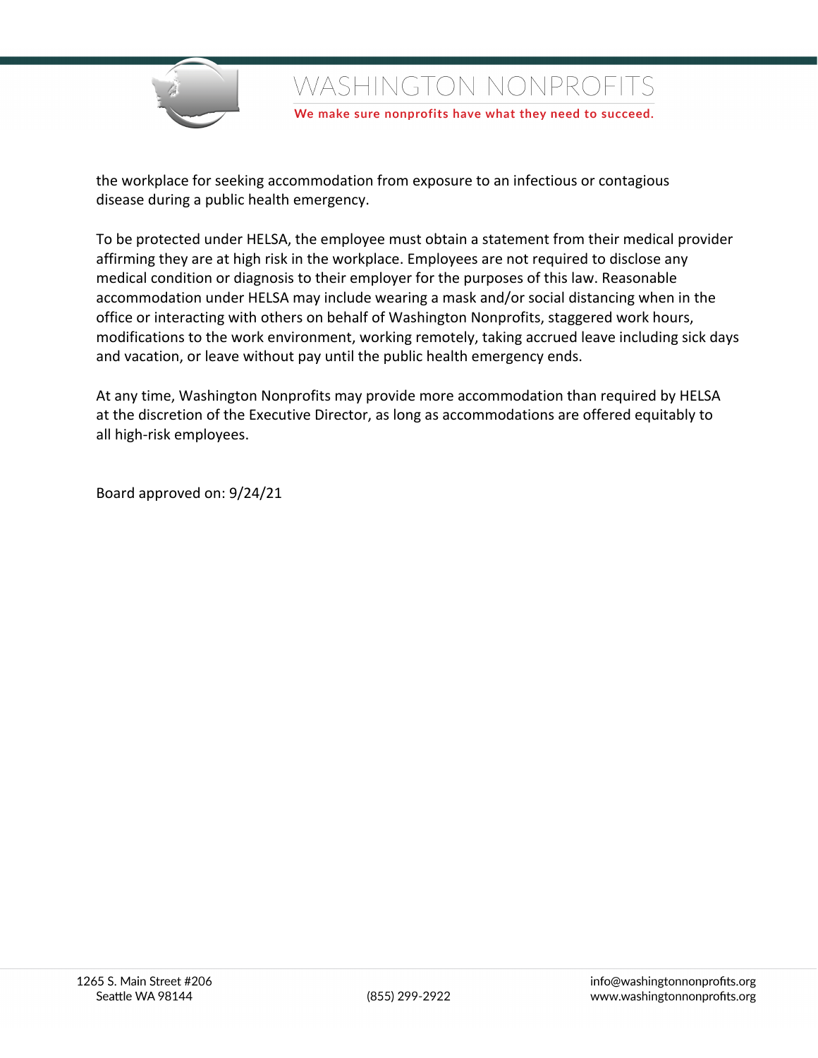the workplace for seeking accommodation from exposure to an infectious or contagious disease during a public health emergency.

To be protected under HELSA, the employee must obtain a statement from their medical provider affirming they are at high risk in the workplace. Employees are not required to disclose any medical condition or diagnosis to their employer for the purposes of this law. Reasonable accommodation under HELSA may include wearing a mask and/or social distancing when in the office or interacting with others on behalf of Washington Nonprofits, staggered work hours, modifications to the work environment, working remotely, taking accrued leave including sick days and vacation, or leave without pay until the public health emergency ends.

At any time, Washington Nonprofits may provide more accommodation than required by HELSA at the discretion of the Executive Director, as long as accommodations are offered equitably to all high-risk employees.

Board approved on: 9/24/21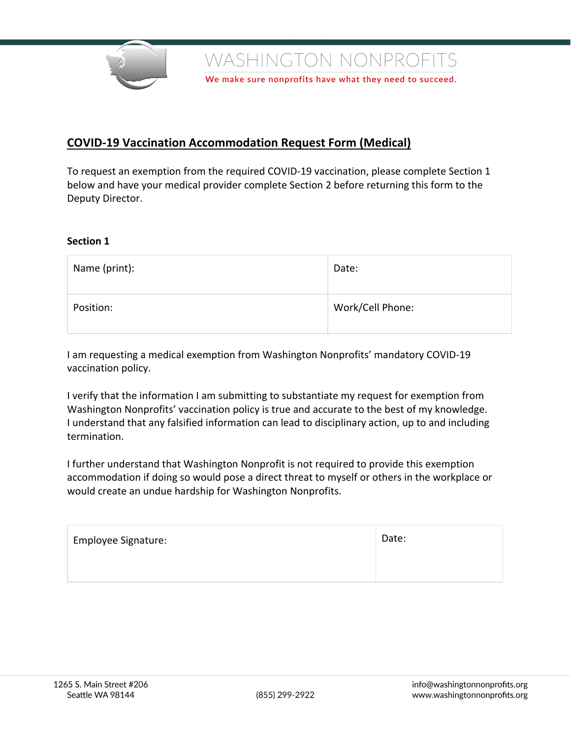## COVID-19 Vaccination Accommodation Request Form (Medical)

To request an exemption from the required COVID-19 vaccination, please complete Section 1 below and have your medical provider complete Section 2 before returning this form to the Deputy Director.

**Section 1**

| Name (print): | Date: |
|---|---|
| Position: | Work/Cell Phone: |

I am requesting a medical exemption from Washington Nonprofits' mandatory COVID-19 vaccination policy.

I verify that the information I am submitting to substantiate my request for exemption from Washington Nonprofits' vaccination policy is true and accurate to the best of my knowledge. I understand that any falsified information can lead to disciplinary action, up to and including termination.

I further understand that Washington Nonprofit is not required to provide this exemption accommodation if doing so would pose a direct threat to myself or others in the workplace or would create an undue hardship for Washington Nonprofits.

| Employee Signature: | Date: |
|---|---|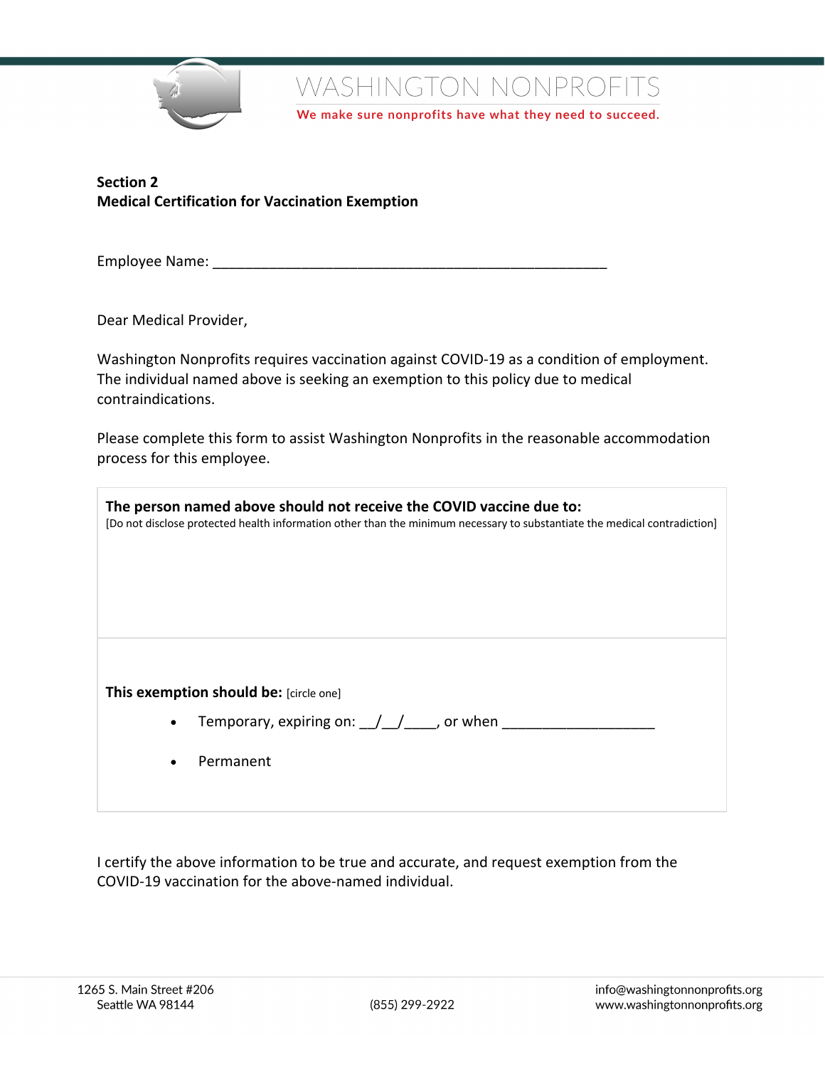**Section 2**
**Medical Certification for Vaccination Exemption**

Employee Name: ____________________________________________________

Dear Medical Provider,

Washington Nonprofits requires vaccination against COVID-19 as a condition of employment. The individual named above is seeking an exemption to this policy due to medical contraindications.

Please complete this form to assist Washington Nonprofits in the reasonable accommodation process for this employee.

| **The person named above should not receive the COVID vaccine due to:** [Do not disclose protected health information other than the minimum necessary to substantiate the medical contradiction] |
|---|
| **This exemption should be:** [circle one]<br>• Temporary, expiring on: __/__/____, or when ___________________<br>• Permanent |

I certify the above information to be true and accurate, and request exemption from the COVID-19 vaccination for the above-named individual.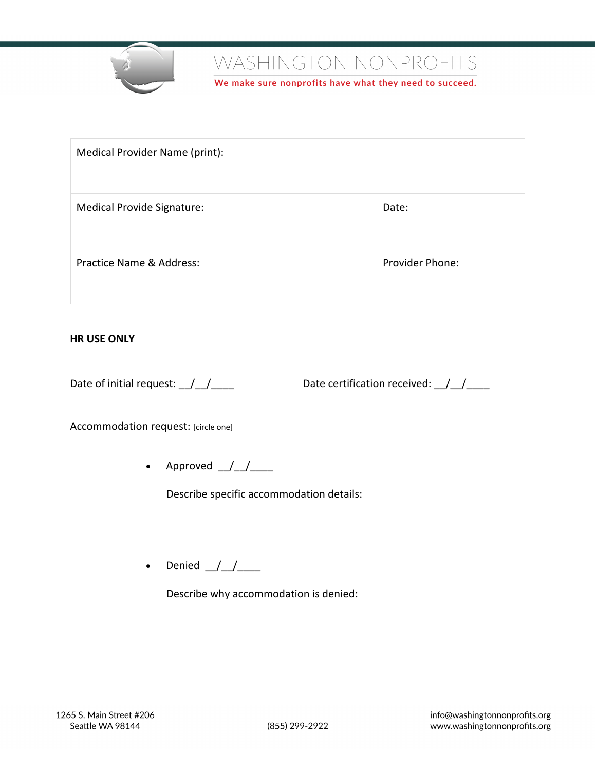| Medical Provider Name (print): | |
|---|---|
| Medical Provide Signature: | Date: |
| Practice Name & Address: | Provider Phone: |

---

**HR USE ONLY**

Date of initial request: __/__/____

Date certification received: __/__/____

Accommodation request: [circle one]

- Approved __/__/____

  Describe specific accommodation details:

- Denied __/__/____

  Describe why accommodation is denied: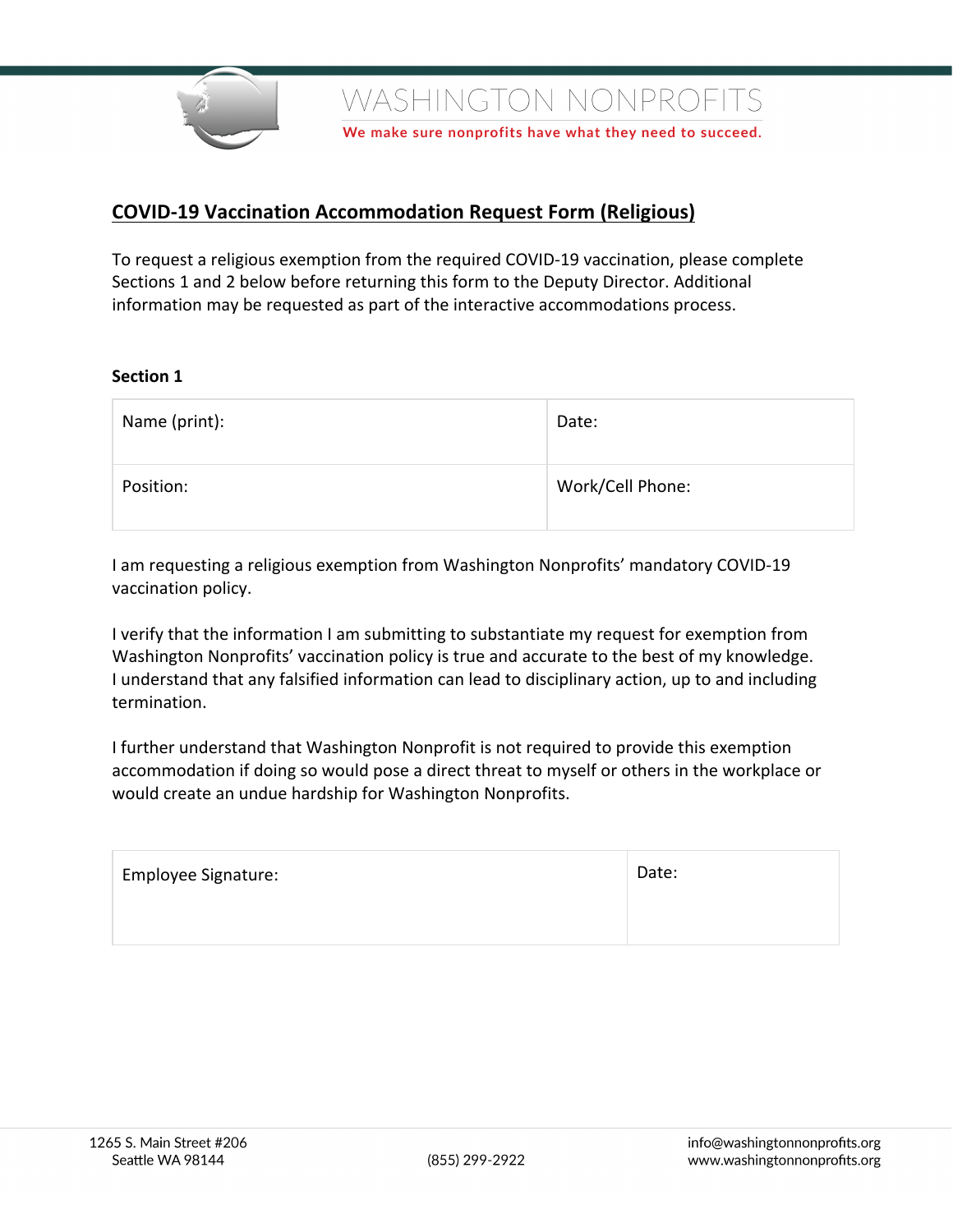# COVID-19 Vaccination Accommodation Request Form (Religious)

To request a religious exemption from the required COVID-19 vaccination, please complete Sections 1 and 2 below before returning this form to the Deputy Director. Additional information may be requested as part of the interactive accommodations process.

**Section 1**

| Name (print): | Date: |
|---|---|
| Position: | Work/Cell Phone: |

I am requesting a religious exemption from Washington Nonprofits' mandatory COVID-19 vaccination policy.

I verify that the information I am submitting to substantiate my request for exemption from Washington Nonprofits' vaccination policy is true and accurate to the best of my knowledge. I understand that any falsified information can lead to disciplinary action, up to and including termination.

I further understand that Washington Nonprofit is not required to provide this exemption accommodation if doing so would pose a direct threat to myself or others in the workplace or would create an undue hardship for Washington Nonprofits.

| Employee Signature: | Date: |
|---|---|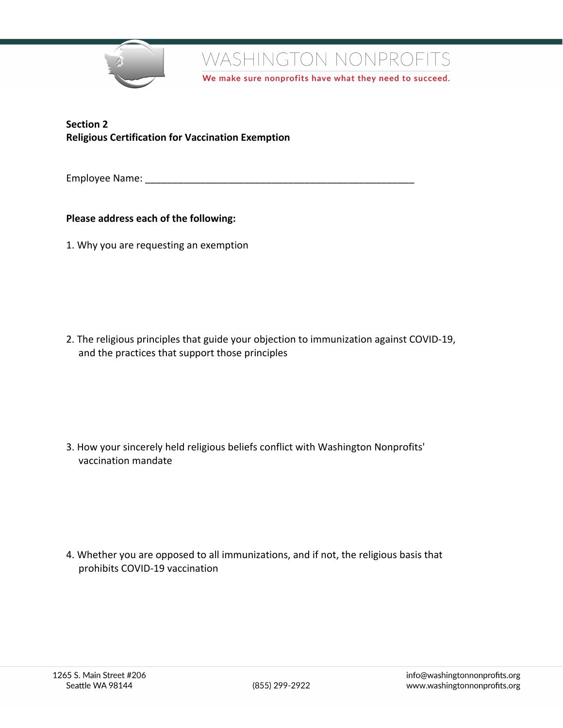**Section 2**
**Religious Certification for Vaccination Exemption**

Employee Name: ___________________________________________________

**Please address each of the following:**

1. Why you are requesting an exemption

2. The religious principles that guide your objection to immunization against COVID-19, and the practices that support those principles

3. How your sincerely held religious beliefs conflict with Washington Nonprofits' vaccination mandate

4. Whether you are opposed to all immunizations, and if not, the religious basis that prohibits COVID-19 vaccination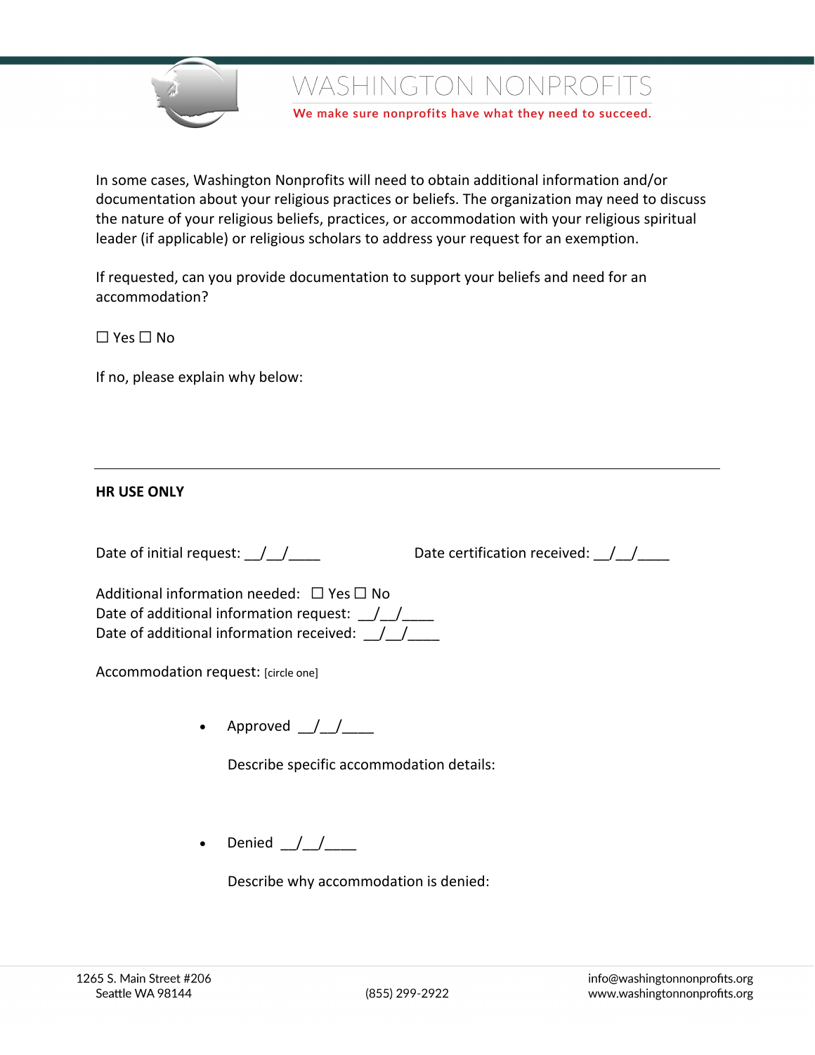In some cases, Washington Nonprofits will need to obtain additional information and/or documentation about your religious practices or beliefs. The organization may need to discuss the nature of your religious beliefs, practices, or accommodation with your religious spiritual leader (if applicable) or religious scholars to address your request for an exemption.

If requested, can you provide documentation to support your beliefs and need for an accommodation?

☐ Yes ☐ No

If no, please explain why below:

---

**HR USE ONLY**

Date of initial request: __/__/____

Date certification received: __/__/____

Additional information needed: ☐ Yes ☐ No
Date of additional information request: __/__/____
Date of additional information received: __/__/____

Accommodation request: [circle one]

- Approved __/__/____

  Describe specific accommodation details:

- Denied __/__/____

  Describe why accommodation is denied: